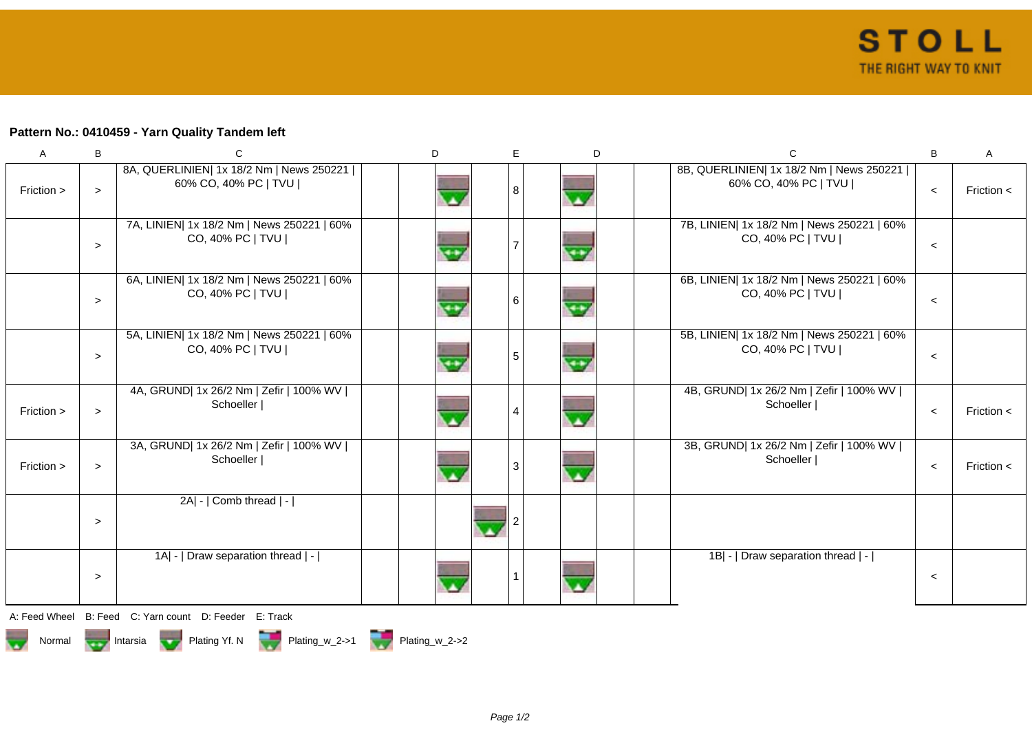**Pattern No.: 0410459 - Yarn Quality Tandem left**

| A | B | C | D | E | D | C | B | A |
|---|---|---|---|---|---|---|---|---|
| Friction > | > | 8A, QUERLINIEN\| 1x 18/2 Nm \| News 250221 \| 60% CO, 40% PC \| TVU \| | | 8 | | 8B, QUERLINIEN\| 1x 18/2 Nm \| News 250221 \| 60% CO, 40% PC \| TVU \| | < | Friction < |
| | > | 7A, LINIEN\| 1x 18/2 Nm \| News 250221 \| 60% CO, 40% PC \| TVU \| | | 7 | | 7B, LINIEN\| 1x 18/2 Nm \| News 250221 \| 60% CO, 40% PC \| TVU \| | < | |
| | > | 6A, LINIEN\| 1x 18/2 Nm \| News 250221 \| 60% CO, 40% PC \| TVU \| | | 6 | | 6B, LINIEN\| 1x 18/2 Nm \| News 250221 \| 60% CO, 40% PC \| TVU \| | < | |
| | > | 5A, LINIEN\| 1x 18/2 Nm \| News 250221 \| 60% CO, 40% PC \| TVU \| | | 5 | | 5B, LINIEN\| 1x 18/2 Nm \| News 250221 \| 60% CO, 40% PC \| TVU \| | < | |
| Friction > | > | 4A, GRUND\| 1x 26/2 Nm \| Zefir \| 100% WV \| Schoeller \| | | 4 | | 4B, GRUND\| 1x 26/2 Nm \| Zefir \| 100% WV \| Schoeller \| | < | Friction < |
| Friction > | > | 3A, GRUND\| 1x 26/2 Nm \| Zefir \| 100% WV \| Schoeller \| | | 3 | | 3B, GRUND\| 1x 26/2 Nm \| Zefir \| 100% WV \| Schoeller \| | < | Friction < |
| | > | 2A\| - \| Comb thread \| - \| | | 2 | | | | |
| | > | 1A\| - \| Draw separation thread \| - \| | | 1 | | 1B\| - \| Draw separation thread \| - \| | < | |

A: Feed Wheel B: Feed C: Yarn count D: Feeder E: Track

Normal Intarsia Plating Yf. N Plating_w_2->1 Plating_w_2->2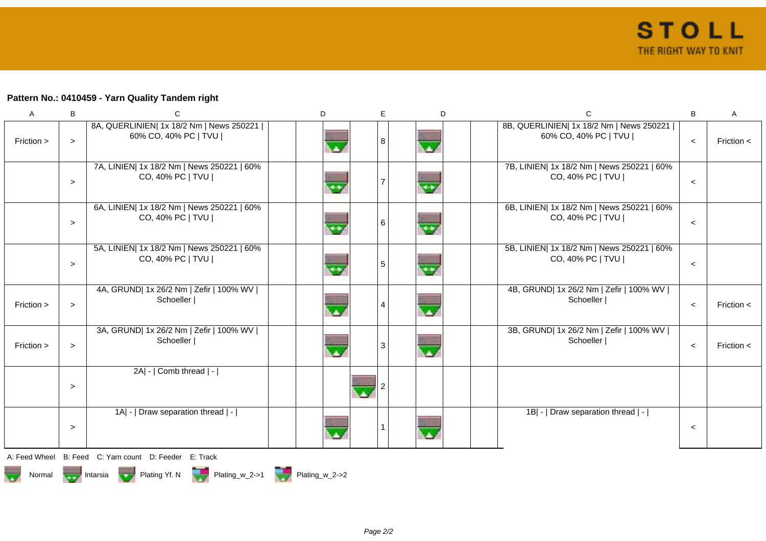**Pattern No.: 0410459 - Yarn Quality Tandem right**

| A | B | C | D | | | E | | | D | C | B | A |
|---|---|---|---|---|---|---|---|---|---|---|---|---|
| Friction > | > | 8A, QUERLINIEN\| 1x 18/2 Nm \| News 250221 \| 60% CO, 40% PC \| TVU \| | | | | 8 | | | | 8B, QUERLINIEN\| 1x 18/2 Nm \| News 250221 \| 60% CO, 40% PC \| TVU \| | < | Friction < |
| | > | 7A, LINIEN\| 1x 18/2 Nm \| News 250221 \| 60% CO, 40% PC \| TVU \| | | | | 7 | | | | 7B, LINIEN\| 1x 18/2 Nm \| News 250221 \| 60% CO, 40% PC \| TVU \| | < | |
| | > | 6A, LINIEN\| 1x 18/2 Nm \| News 250221 \| 60% CO, 40% PC \| TVU \| | | | | 6 | | | | 6B, LINIEN\| 1x 18/2 Nm \| News 250221 \| 60% CO, 40% PC \| TVU \| | < | |
| | > | 5A, LINIEN\| 1x 18/2 Nm \| News 250221 \| 60% CO, 40% PC \| TVU \| | | | | 5 | | | | 5B, LINIEN\| 1x 18/2 Nm \| News 250221 \| 60% CO, 40% PC \| TVU \| | < | |
| Friction > | > | 4A, GRUND\| 1x 26/2 Nm \| Zefir \| 100% WV \| Schoeller \| | | | | 4 | | | | 4B, GRUND\| 1x 26/2 Nm \| Zefir \| 100% WV \| Schoeller \| | < | Friction < |
| Friction > | > | 3A, GRUND\| 1x 26/2 Nm \| Zefir \| 100% WV \| Schoeller \| | | | | 3 | | | | 3B, GRUND\| 1x 26/2 Nm \| Zefir \| 100% WV \| Schoeller \| | < | Friction < |
| | > | 2A\| - \| Comb thread \| - \| | | | | 2 | | | | | | |
| | > | 1A\| - \| Draw separation thread \| - \| | | | | 1 | | | | 1B\| - \| Draw separation thread \| - \| | < | |

A: Feed Wheel B: Feed C: Yarn count D: Feeder E: Track

Normal Intarsia Plating Yf. N Plating_w_2->1 Plating_w_2->2